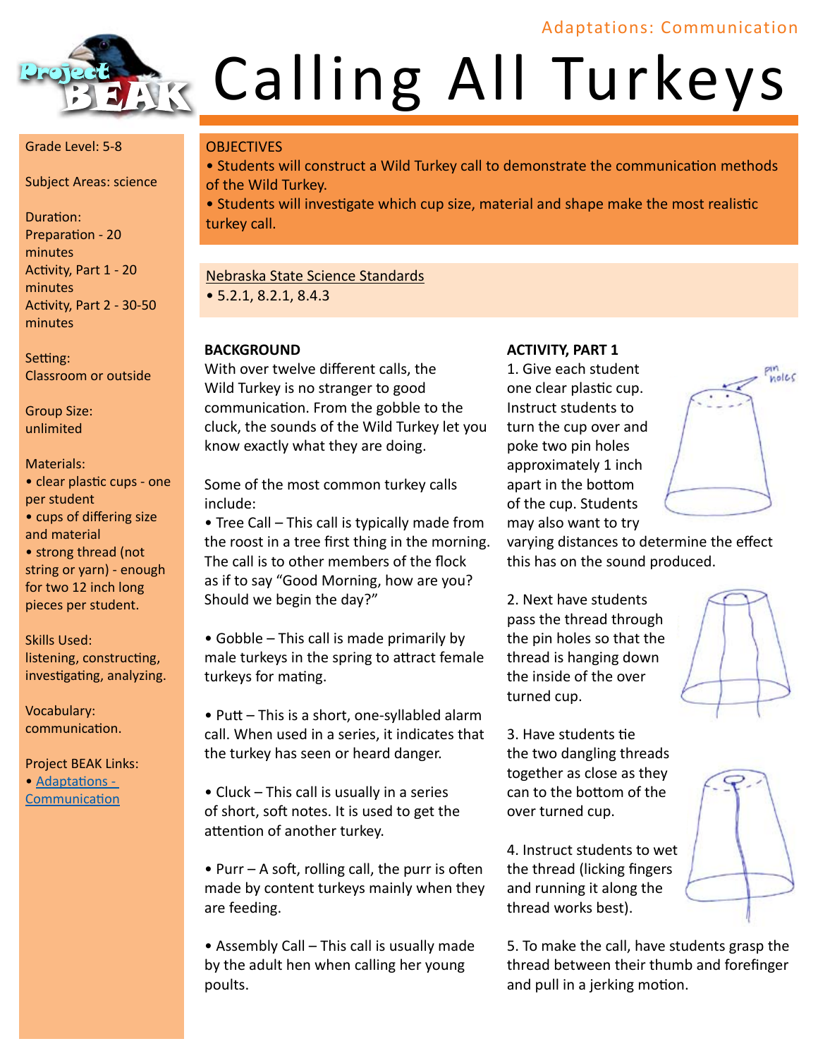Adaptations: Communication

# Calling All Turkeys

Grade Level: 5-8

Subject Areas: science

Duration:
Preparation - 20 minutes
Activity, Part 1 - 20 minutes
Activity, Part 2 - 30-50 minutes

Setting:
Classroom or outside

Group Size:
unlimited

Materials:
- clear plastic cups - one per student
- cups of differing size and material
- strong thread (not string or yarn) - enough for two 12 inch long pieces per student.

Skills Used:
listening, constructing, investigating, analyzing.

Vocabulary:
communication.

Project BEAK Links:
- Adaptations - Communication

## OBJECTIVES

- Students will construct a Wild Turkey call to demonstrate the communication methods of the Wild Turkey.
- Students will investigate which cup size, material and shape make the most realistic turkey call.

Nebraska State Science Standards
- 5.2.1, 8.2.1, 8.4.3

## BACKGROUND

With over twelve different calls, the Wild Turkey is no stranger to good communication. From the gobble to the cluck, the sounds of the Wild Turkey let you know exactly what they are doing.

Some of the most common turkey calls include:

- Tree Call – This call is typically made from the roost in a tree first thing in the morning. The call is to other members of the flock as if to say "Good Morning, how are you? Should we begin the day?"

- Gobble – This call is made primarily by male turkeys in the spring to attract female turkeys for mating.

- Putt – This is a short, one-syllabled alarm call. When used in a series, it indicates that the turkey has seen or heard danger.

- Cluck – This call is usually in a series of short, soft notes. It is used to get the attention of another turkey.

- Purr – A soft, rolling call, the purr is often made by content turkeys mainly when they are feeding.

- Assembly Call – This call is usually made by the adult hen when calling her young poults.

## ACTIVITY, PART 1

1. Give each student one clear plastic cup. Instruct students to turn the cup over and poke two pin holes approximately 1 inch apart in the bottom of the cup. Students may also want to try varying distances to determine the effect this has on the sound produced.

2. Next have students pass the thread through the pin holes so that the thread is hanging down the inside of the over turned cup.

3. Have students tie the two dangling threads together as close as they can to the bottom of the over turned cup.

4. Instruct students to wet the thread (licking fingers and running it along the thread works best).

5. To make the call, have students grasp the thread between their thumb and forefinger and pull in a jerking motion.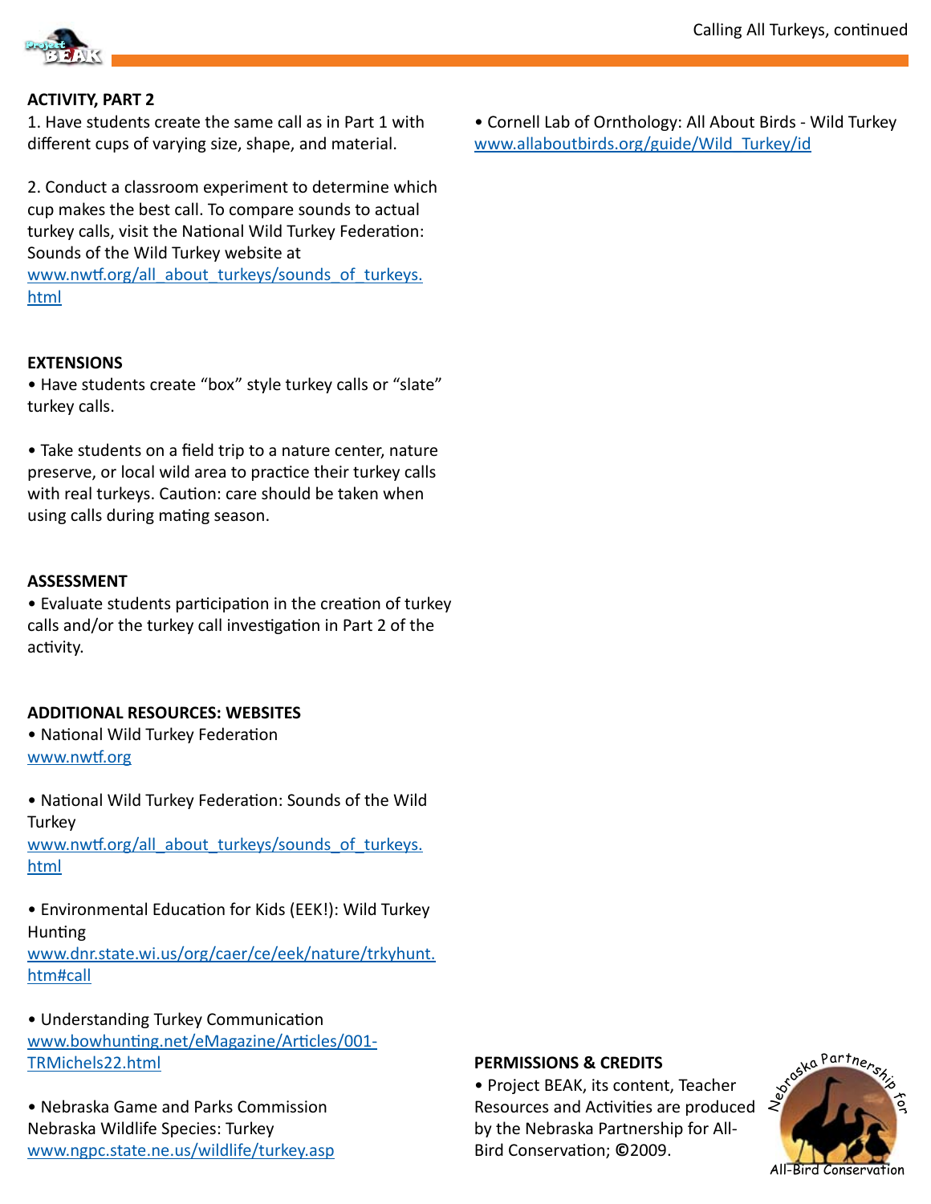**ACTIVITY, PART 2**

1. Have students create the same call as in Part 1 with different cups of varying size, shape, and material.

2. Conduct a classroom experiment to determine which cup makes the best call. To compare sounds to actual turkey calls, visit the National Wild Turkey Federation: Sounds of the Wild Turkey website at www.nwtf.org/all_about_turkeys/sounds_of_turkeys.html

**EXTENSIONS**

- Have students create “box” style turkey calls or “slate” turkey calls.
- Take students on a field trip to a nature center, nature preserve, or local wild area to practice their turkey calls with real turkeys. Caution: care should be taken when using calls during mating season.

**ASSESSMENT**

- Evaluate students participation in the creation of turkey calls and/or the turkey call investigation in Part 2 of the activity.

**ADDITIONAL RESOURCES: WEBSITES**

- National Wild Turkey Federation
  www.nwtf.org
- National Wild Turkey Federation: Sounds of the Wild Turkey
  www.nwtf.org/all_about_turkeys/sounds_of_turkeys.html
- Environmental Education for Kids (EEK!): Wild Turkey Hunting
  www.dnr.state.wi.us/org/caer/ce/eek/nature/trkyhunt.htm#call
- Understanding Turkey Communication
  www.bowhunting.net/eMagazine/Articles/001-TRMichels22.html
- Nebraska Game and Parks Commission Nebraska Wildlife Species: Turkey
  www.ngpc.state.ne.us/wildlife/turkey.asp
- Cornell Lab of Ornthology: All About Birds - Wild Turkey
  www.allaboutbirds.org/guide/Wild_Turkey/id

**PERMISSIONS & CREDITS**

- Project BEAK, its content, Teacher Resources and Activities are produced by the Nebraska Partnership for All-Bird Conservation; ©2009.